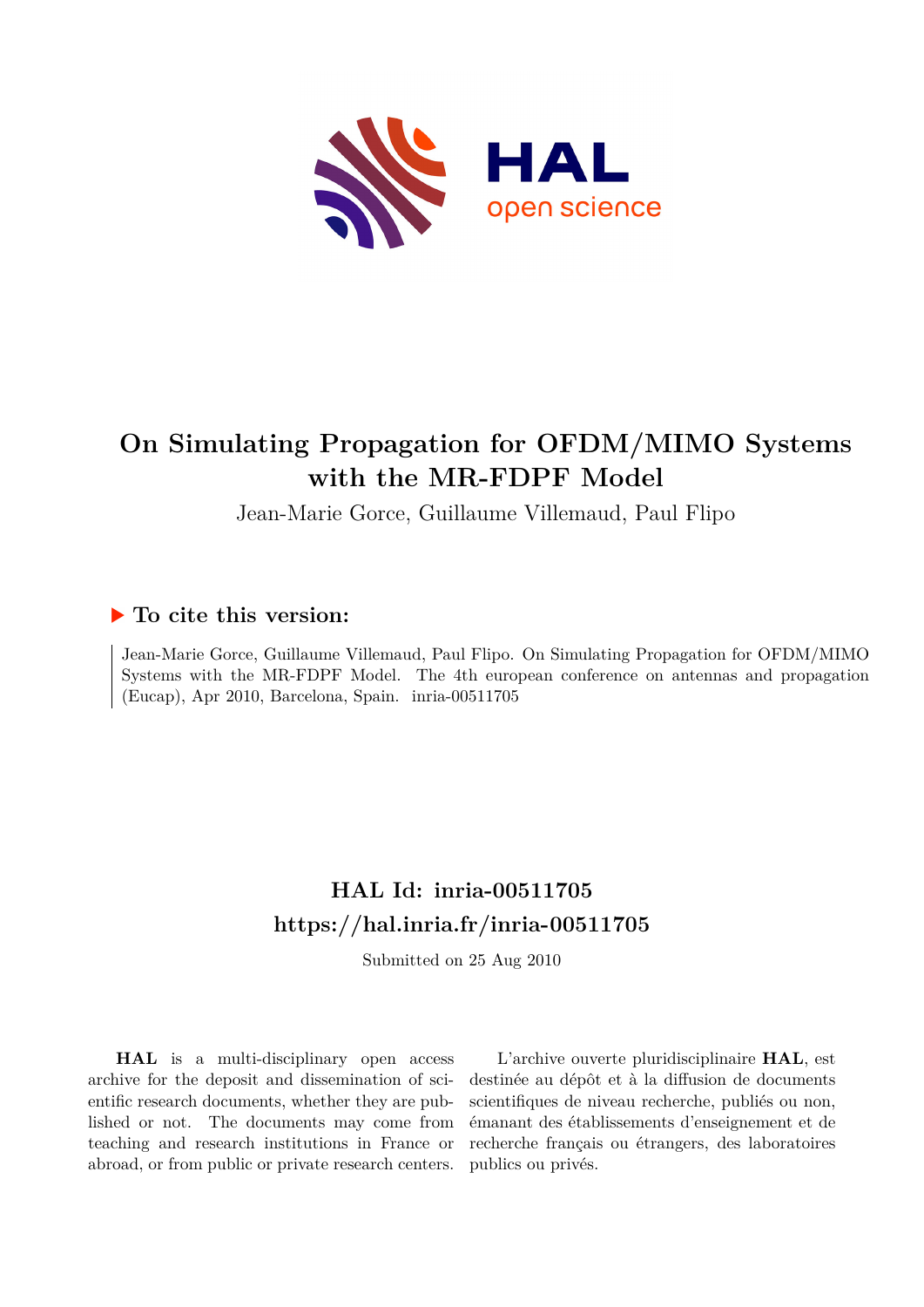# On Simulating Propagation for OFDM/MIMO Systems with the MR-FDPF Model

Jean-Marie Gorce, Guillaume Villemaud, Paul Flipo

## ▶ To cite this version:

Jean-Marie Gorce, Guillaume Villemaud, Paul Flipo. On Simulating Propagation for OFDM/MIMO Systems with the MR-FDPF Model. The 4th european conference on antennas and propagation (Eucap), Apr 2010, Barcelona, Spain. inria-00511705

## HAL Id: inria-00511705
## https://hal.inria.fr/inria-00511705

Submitted on 25 Aug 2010

**HAL** is a multi-disciplinary open access archive for the deposit and dissemination of scientific research documents, whether they are published or not. The documents may come from teaching and research institutions in France or abroad, or from public or private research centers.

L'archive ouverte pluridisciplinaire **HAL**, est destinée au dépôt et à la diffusion de documents scientifiques de niveau recherche, publiés ou non, émanant des établissements d'enseignement et de recherche français ou étrangers, des laboratoires publics ou privés.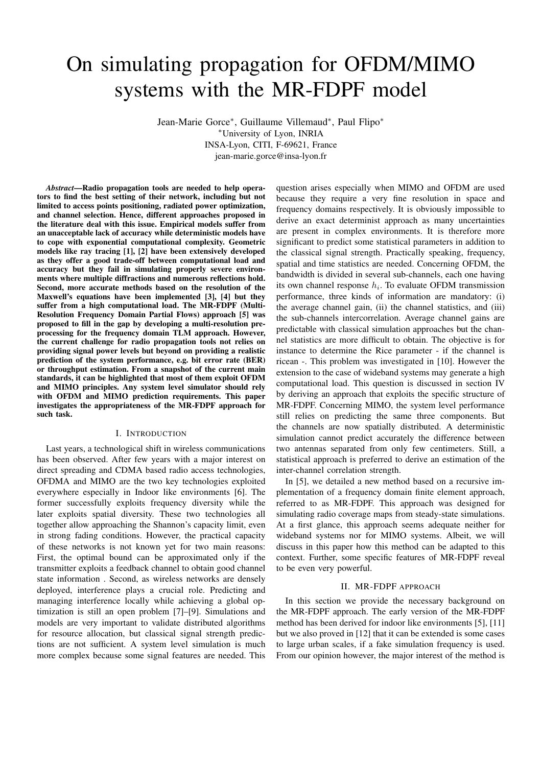# On simulating propagation for OFDM/MIMO systems with the MR-FDPF model

Jean-Marie Gorce*, Guillaume Villemaud*, Paul Flipo*
*University of Lyon, INRIA
INSA-Lyon, CITI, F-69621, France
jean-marie.gorce@insa-lyon.fr

***Abstract*—Radio propagation tools are needed to help operators to find the best setting of their network, including but not limited to access points positioning, radiated power optimization, and channel selection. Hence, different approaches proposed in the literature deal with this issue. Empirical models suffer from an unacceptable lack of accuracy while deterministic models have to cope with exponential computational complexity. Geometric models like ray tracing [1], [2] have been extensively developed as they offer a good trade-off between computational load and accuracy but they fail in simulating properly severe environments where multiple diffractions and numerous reflections hold. Second, more accurate methods based on the resolution of the Maxwell's equations have been implemented [3], [4] but they suffer from a high computational load. The MR-FDPF (Multi-Resolution Frequency Domain Partial Flows) approach [5] was proposed to fill in the gap by developing a multi-resolution pre-processing for the frequency domain TLM approach. However, the current challenge for radio propagation tools not relies on providing signal power levels but beyond on providing a realistic prediction of the system performance, e.g. bit error rate (BER) or throughput estimation. From a snapshot of the current main standards, it can be highlighted that most of them exploit OFDM and MIMO principles. Any system level simulator should rely with OFDM and MIMO prediction requirements. This paper investigates the appropriateness of the MR-FDPF approach for such task.**

## I. Introduction

Last years, a technological shift in wireless communications has been observed. After few years with a major interest on direct spreading and CDMA based radio access technologies, OFDMA and MIMO are the two key technologies exploited everywhere especially in Indoor like environments [6]. The former successfully exploits frequency diversity while the later exploits spatial diversity. These two technologies all together allow approaching the Shannon's capacity limit, even in strong fading conditions. However, the practical capacity of these networks is not known yet for two main reasons: First, the optimal bound can be approximated only if the transmitter exploits a feedback channel to obtain good channel state information . Second, as wireless networks are densely deployed, interference plays a crucial role. Predicting and managing interference locally while achieving a global optimization is still an open problem [7]–[9]. Simulations and models are very important to validate distributed algorithms for resource allocation, but classical signal strength predictions are not sufficient. A system level simulation is much more complex because some signal features are needed. This question arises especially when MIMO and OFDM are used because they require a very fine resolution in space and frequency domains respectively. It is obviously impossible to derive an exact determinist approach as many uncertainties are present in complex environments. It is therefore more significant to predict some statistical parameters in addition to the classical signal strength. Practically speaking, frequency, spatial and time statistics are needed. Concerning OFDM, the bandwidth is divided in several sub-channels, each one having its own channel response $h_i$. To evaluate OFDM transmission performance, three kinds of information are mandatory: (i) the average channel gain, (ii) the channel statistics, and (iii) the sub-channels intercorrelation. Average channel gains are predictable with classical simulation approaches but the channel statistics are more difficult to obtain. The objective is for instance to determine the Rice parameter - if the channel is ricean -. This problem was investigated in [10]. However the extension to the case of wideband systems may generate a high computational load. This question is discussed in section IV by deriving an approach that exploits the specific structure of MR-FDPF. Concerning MIMO, the system level performance still relies on predicting the same three components. But the channels are now spatially distributed. A deterministic simulation cannot predict accurately the difference between two antennas separated from only few centimeters. Still, a statistical approach is preferred to derive an estimation of the inter-channel correlation strength.

In [5], we detailed a new method based on a recursive implementation of a frequency domain finite element approach, referred to as MR-FDPF. This approach was designed for simulating radio coverage maps from steady-state simulations. At a first glance, this approach seems adequate neither for wideband systems nor for MIMO systems. Albeit, we will discuss in this paper how this method can be adapted to this context. Further, some specific features of MR-FDPF reveal to be even very powerful.

## II. MR-FDPF approach

In this section we provide the necessary background on the MR-FDPF approach. The early version of the MR-FDPF method has been derived for indoor like environments [5], [11] but we also proved in [12] that it can be extended is some cases to large urban scales, if a fake simulation frequency is used. From our opinion however, the major interest of the method is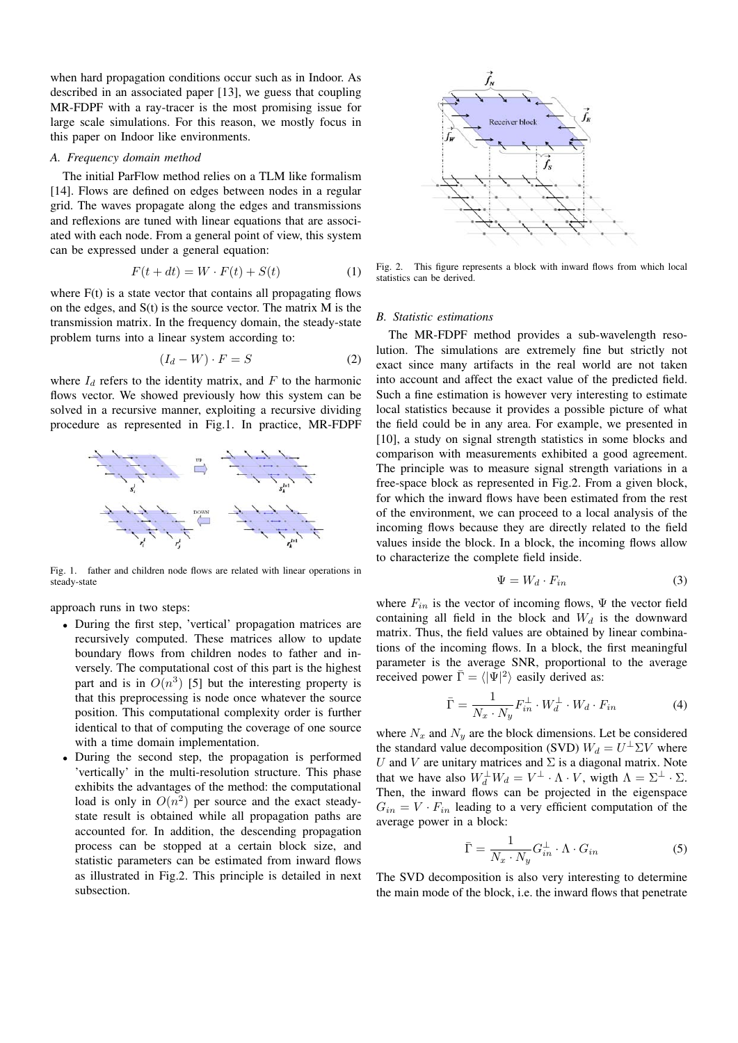when hard propagation conditions occur such as in Indoor. As described in an associated paper [13], we guess that coupling MR-FDPF with a ray-tracer is the most promising issue for large scale simulations. For this reason, we mostly focus in this paper on Indoor like environments.

### A. Frequency domain method

The initial ParFlow method relies on a TLM like formalism [14]. Flows are defined on edges between nodes in a regular grid. The waves propagate along the edges and transmissions and reflexions are tuned with linear equations that are associated with each node. From a general point of view, this system can be expressed under a general equation:

$$F(t+dt) = W \cdot F(t) + S(t) \tag{1}$$

where F(t) is a state vector that contains all propagating flows on the edges, and S(t) is the source vector. The matrix M is the transmission matrix. In the frequency domain, the steady-state problem turns into a linear system according to:

$$(I_d - W) \cdot F = S \tag{2}$$

where $I_d$ refers to the identity matrix, and $F$ to the harmonic flows vector. We showed previously how this system can be solved in a recursive manner, exploiting a recursive dividing procedure as represented in Fig.1. In practice, MR-FDPF

Fig. 1. father and children node flows are related with linear operations in steady-state

approach runs in two steps:

- During the first step, 'vertical' propagation matrices are recursively computed. These matrices allow to update boundary flows from children nodes to father and inversely. The computational cost of this part is the highest part and is in $O(n^3)$ [5] but the interesting property is that this preprocessing is node once whatever the source position. This computational complexity order is further identical to that of computing the coverage of one source with a time domain implementation.
- During the second step, the propagation is performed 'vertically' in the multi-resolution structure. This phase exhibits the advantages of the method: the computational load is only in $O(n^2)$ per source and the exact steady-state result is obtained while all propagation paths are accounted for. In addition, the descending propagation process can be stopped at a certain block size, and statistic parameters can be estimated from inward flows as illustrated in Fig.2. This principle is detailed in next subsection.

Fig. 2. This figure represents a block with inward flows from which local statistics can be derived.

### B. Statistic estimations

The MR-FDPF method provides a sub-wavelength resolution. The simulations are extremely fine but strictly not exact since many artifacts in the real world are not taken into account and affect the exact value of the predicted field. Such a fine estimation is however very interesting to estimate local statistics because it provides a possible picture of what the field could be in any area. For example, we presented in [10], a study on signal strength statistics in some blocks and comparison with measurements exhibited a good agreement. The principle was to measure signal strength variations in a free-space block as represented in Fig.2. From a given block, for which the inward flows have been estimated from the rest of the environment, we can proceed to a local analysis of the incoming flows because they are directly related to the field values inside the block. In a block, the incoming flows allow to characterize the complete field inside.

$$\Psi = W_d \cdot F_{in} \tag{3}$$

where $F_{in}$ is the vector of incoming flows, $\Psi$ the vector field containing all field in the block and $W_d$ is the downward matrix. Thus, the field values are obtained by linear combinations of the incoming flows. In a block, the first meaningful parameter is the average SNR, proportional to the average received power $\bar{\Gamma} = \langle|\Psi|^2\rangle$ easily derived as:

$$\bar{\Gamma} = \frac{1}{N_x \cdot N_y} F_{in}^{\perp} \cdot W_d^{\perp} \cdot W_d \cdot F_{in} \tag{4}$$

where $N_x$ and $N_y$ are the block dimensions. Let be considered the standard value decomposition (SVD) $W_d = U^{\perp} \Sigma V$ where $U$ and $V$ are unitary matrices and $\Sigma$ is a diagonal matrix. Note that we have also $W_d^{\perp} W_d = V^{\perp} \cdot \Lambda \cdot V$, wigth $\Lambda = \Sigma^{\perp} \cdot \Sigma$. Then, the inward flows can be projected in the eigenspace $G_{in} = V \cdot F_{in}$ leading to a very efficient computation of the average power in a block:

$$\bar{\Gamma} = \frac{1}{N_x \cdot N_y} G_{in}^{\perp} \cdot \Lambda \cdot G_{in} \tag{5}$$

The SVD decomposition is also very interesting to determine the main mode of the block, i.e. the inward flows that penetrate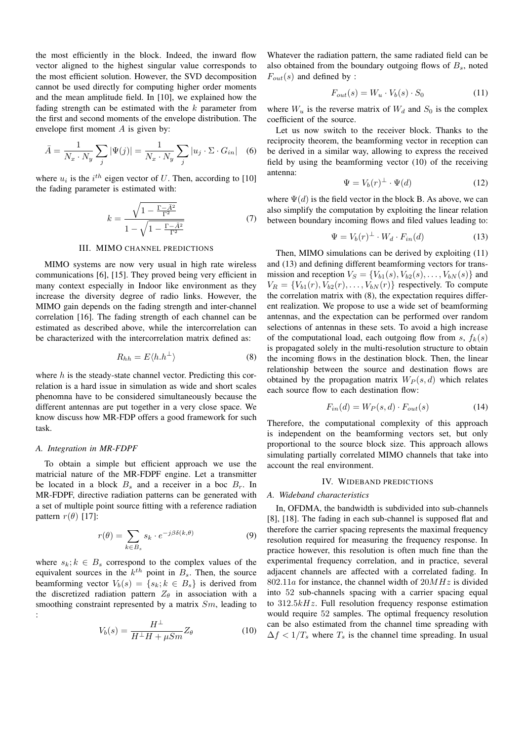the most efficiently in the block. Indeed, the inward flow vector aligned to the highest singular value corresponds to the most efficient solution. However, the SVD decomposition cannot be used directly for computing higher order moments and the mean amplitude field. In [10], we explained how the fading strength can be estimated with the $k$ parameter from the first and second moments of the envelope distribution. The envelope first moment $A$ is given by:

$$\bar{A} = \frac{1}{N_x \cdot N_y} \sum_j |\Psi(j)| = \frac{1}{N_x \cdot N_y} \sum_j |u_j \cdot \Sigma \cdot G_{in}| \quad (6)$$

where $u_i$ is the $i^{th}$ eigen vector of $U$. Then, according to [10] the fading parameter is estimated with:

$$k = \frac{\sqrt{1 - \frac{\Gamma - \bar{A}^2}{\Gamma^2}}}{1 - \sqrt{1 - \frac{\Gamma - \bar{A}^2}{\Gamma^2}}} \quad (7)$$

## III. MIMO CHANNEL PREDICTIONS

MIMO systems are now very usual in high rate wireless communications [6], [15]. They proved being very efficient in many context especially in Indoor like environment as they increase the diversity degree of radio links. However, the MIMO gain depends on the fading strength and inter-channel correlation [16]. The fading strength of each channel can be estimated as described above, while the intercorrelation can be characterized with the intercorrelation matrix defined as:

$$R_{hh} = E\langle h.h^{\perp}\rangle \quad (8)$$

where $h$ is the steady-state channel vector. Predicting this correlation is a hard issue in simulation as wide and short scales phenomna have to be considered simultaneously because the different antennas are put together in a very close space. We know discuss how MR-FDP offers a good framework for such task.

### A. Integration in MR-FDPF

To obtain a simple but efficient approach we use the matricial nature of the MR-FDPF engine. Let a transmitter be located in a block $B_s$ and a receiver in a boc $B_r$. In MR-FDPF, directive radiation patterns can be generated with a set of multiple point source fitting with a reference radiation pattern $r(\theta)$ [17]:

$$r(\theta) = \sum_{k \in B_s} s_k \cdot e^{-j\beta\delta(k,\theta)} \quad (9)$$

where $s_k; k \in B_s$ correspond to the complex values of the equivalent sources in the $k^{th}$ point in $B_s$. Then, the source beamforming vector $V_b(s) = \{s_k; k \in B_s\}$ is derived from the discretized radiation pattern $Z_\theta$ in association with a smoothing constraint represented by a matrix $Sm$, leading to :

$$V_b(s) = \frac{H^{\perp}}{H^{\perp}H + \mu Sm} Z_\theta \quad (10)$$

Whatever the radiation pattern, the same radiated field can be also obtained from the boundary outgoing flows of $B_s$, noted $F_{out}(s)$ and defined by :

$$F_{out}(s) = W_u \cdot V_b(s) \cdot S_0 \quad (11)$$

where $W_u$ is the reverse matrix of $W_d$ and $S_0$ is the complex coefficient of the source.

Let us now switch to the receiver block. Thanks to the reciprocity theorem, the beamforming vector in reception can be derived in a similar way, allowing to express the received field by using the beamforming vector (10) of the receiving antenna:

$$\Psi = V_b(r)^{\perp} \cdot \Psi(d) \quad (12)$$

where $\Psi(d)$ is the field vector in the block B. As above, we can also simplify the computation by exploiting the linear relation between boundary incoming flows and filed values leading to:

$$\Psi = V_b(r)^{\perp} \cdot W_d \cdot F_{in}(d) \quad (13)$$

Then, MIMO simulations can be derived by exploiting (11) and (13) and defining different beamforming vectors for transmission and reception $V_S = \{V_{b1}(s), V_{b2}(s), \dots, V_{bN}(s)\}$ and $V_R = \{V_{b1}(r), V_{b2}(r), \dots, V_{bN}(r)\}$ respectively. To compute the correlation matrix with (8), the expectation requires different realization. We propose to use a wide set of beamforming antennas, and the expectation can be performed over random selections of antennas in these sets. To avoid a high increase of the computational load, each outgoing flow from $s$, $f_k(s)$ is propagated solely in the multi-resolution structure to obtain the incoming flows in the destination block. Then, the linear relationship between the source and destination flows are obtained by the propagation matrix $W_P(s,d)$ which relates each source flow to each destination flow:

$$F_{in}(d) = W_P(s,d) \cdot F_{out}(s) \quad (14)$$

Therefore, the computational complexity of this approach is independent on the beamforming vectors set, but only proportional to the source block size. This approach allows simulating partially correlated MIMO channels that take into account the real environment.

## IV. WIDEBAND PREDICTIONS

### A. Wideband characteristics

In, OFDMA, the bandwidth is subdivided into sub-channels [8], [18]. The fading in each sub-channel is supposed flat and therefore the carrier spacing represents the maximal frequency resolution required for measuring the frequency response. In practice however, this resolution is often much fine than the experimental frequency correlation, and in practice, several adjacent channels are affected with a correlated fading. In $802.11a$ for instance, the channel width of $20MHz$ is divided into $52$ sub-channels spacing with a carrier spacing equal to $312.5kHz$. Full resolution frequency response estimation would require $52$ samples. The optimal frequency resolution can be also estimated from the channel time spreading with $\Delta f < 1/T_s$ where $T_s$ is the channel time spreading. In usual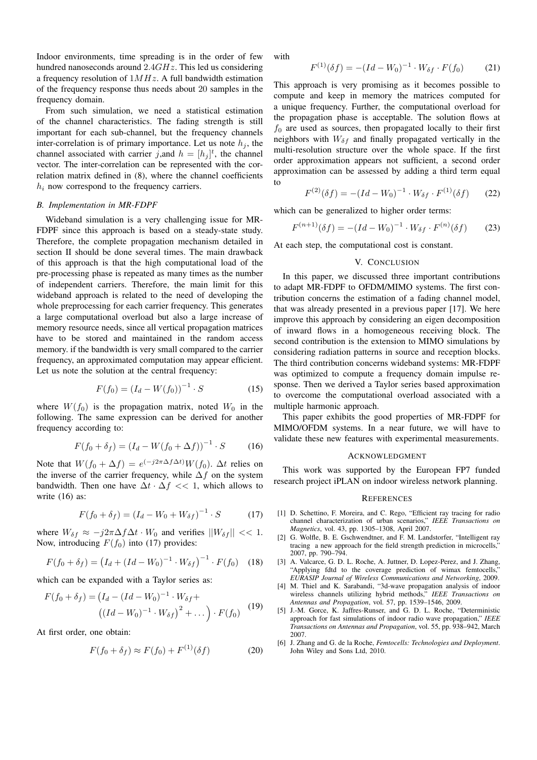Indoor environments, time spreading is in the order of few hundred nanoseconds around $2.4GHz$. This led us considering a frequency resolution of $1MHz$. A full bandwidth estimation of the frequency response thus needs about 20 samples in the frequency domain.

From such simulation, we need a statistical estimation of the channel characteristics. The fading strength is still important for each sub-channel, but the frequency channels inter-correlation is of primary importance. Let us note $h_j$, the channel associated with carrier $j$,and $h = [h_j]^t$, the channel vector. The inter-correlation can be represented with the correlation matrix defined in (8), where the channel coefficients $h_i$ now correspond to the frequency carriers.

### B. Implementation in MR-FDPF

Wideband simulation is a very challenging issue for MR-FDPF since this approach is based on a steady-state study. Therefore, the complete propagation mechanism detailed in section II should be done several times. The main drawback of this approach is that the high computational load of the pre-processing phase is repeated as many times as the number of independent carriers. Therefore, the main limit for this wideband approach is related to the need of developing the whole preprocessing for each carrier frequency. This generates a large computational overload but also a large increase of memory resource needs, since all vertical propagation matrices have to be stored and maintained in the random access memory. if the bandwidth is very small compared to the carrier frequency, an approximated computation may appear efficient. Let us note the solution at the central frequency:

$$F(f_0) = (I_d - W(f_0))^{-1} \cdot S \tag{15}$$

where $W(f_0)$ is the propagation matrix, noted $W_0$ in the following. The same expression can be derived for another frequency according to:

$$F(f_0 + \delta_f) = (I_d - W(f_0 + \Delta f))^{-1} \cdot S \tag{16}$$

Note that $W(f_0 + \Delta f) = e^{(-j2\pi\Delta f \Delta t)} W(f_0)$. $\Delta t$ relies on the inverse of the carrier frequency, while $\Delta f$ on the system bandwidth. Then one have $\Delta t \cdot \Delta f << 1$, which allows to write (16) as:

$$F(f_0 + \delta_f) = (I_d - W_0 + W_{\delta f})^{-1} \cdot S \tag{17}$$

where $W_{\delta f} \approx -j2\pi\Delta f \Delta t \cdot W_0$ and verifies $||W_{\delta f}|| << 1$. Now, introducing $F(f_0)$ into (17) provides:

$$F(f_0 + \delta_f) = \left(I_d + (Id - W_0)^{-1} \cdot W_{\delta f}\right)^{-1} \cdot F(f_0) \tag{18}$$

which can be expanded with a Taylor series as:

$$F(f_0 + \delta_f) = \big(I_d - (Id - W_0)^{-1} \cdot W_{\delta f} + \left((Id - W_0)^{-1} \cdot W_{\delta f}\right)^2 + \dots \big) \cdot F(f_0) \tag{19}$$

At first order, one obtain:

$$F(f_0 + \delta_f) \approx F(f_0) + F^{(1)}(\delta f) \tag{20}$$

with

$$F^{(1)}(\delta f) = -(Id - W_0)^{-1} \cdot W_{\delta f} \cdot F(f_0) \tag{21}$$

This approach is very promising as it becomes possible to compute and keep in memory the matrices computed for a unique frequency. Further, the computational overload for the propagation phase is acceptable. The solution flows at $f_0$ are used as sources, then propagated locally to their first neighbors with $W_{\delta f}$ and finally propagated vertically in the multi-resolution structure over the whole space. If the first order approximation appears not sufficient, a second order approximation can be assessed by adding a third term equal to

$$F^{(2)}(\delta f) = -(Id - W_0)^{-1} \cdot W_{\delta f} \cdot F^{(1)}(\delta f) \tag{22}$$

which can be generalized to higher order terms:

$$F^{(n+1)}(\delta f) = -(Id - W_0)^{-1} \cdot W_{\delta f} \cdot F^{(n)}(\delta f) \tag{23}$$

At each step, the computational cost is constant.

## V. Conclusion

In this paper, we discussed three important contributions to adapt MR-FDPF to OFDM/MIMO systems. The first contribution concerns the estimation of a fading channel model, that was already presented in a previous paper [17]. We here improve this approach by considering an eigen decomposition of inward flows in a homogeneous receiving block. The second contribution is the extension to MIMO simulations by considering radiation patterns in source and reception blocks. The third contribution concerns wideband systems: MR-FDPF was optimized to compute a frequency domain impulse response. Then we derived a Taylor series based approximation to overcome the computational overload associated with a multiple harmonic approach.

This paper exhibits the good properties of MR-FDPF for MIMO/OFDM systems. In a near future, we will have to validate these new features with experimental measurements.

## Acknowledgment

This work was supported by the European FP7 funded research project iPLAN on indoor wireless network planning.

## References

[1] D. Schettino, F. Moreira, and C. Rego, "Efficient ray tracing for radio channel characterization of urban scenarios," *IEEE Transactions on Magnetics*, vol. 43, pp. 1305–1308, April 2007.

[2] G. Wolfle, B. E. Gschwendtner, and F. M. Landstorfer, "Intelligent ray tracing a new approach for the field strength prediction in microcells," 2007, pp. 790–794.

[3] A. Valcarce, G. D. L. Roche, A. Juttner, D. Lopez-Perez, and J. Zhang, "Applying fdtd to the coverage prediction of wimax femtocells," *EURASIP Journal of Wireless Communications and Networking*, 2009.

[4] M. Thiel and K. Sarabandi, "3d-wave propagation analysis of indoor wireless channels utilizing hybrid methods," *IEEE Transactions on Antennas and Propagation*, vol. 57, pp. 1539–1546, 2009.

[5] J.-M. Gorce, K. Jaffres-Runser, and G. D. L. Roche, "Deterministic approach for fast simulations of indoor radio wave propagation," *IEEE Transactions on Antennas and Propagation*, vol. 55, pp. 938–942, March 2007.

[6] J. Zhang and G. de la Roche, *Femtocells: Technologies and Deployment*. John Wiley and Sons Ltd, 2010.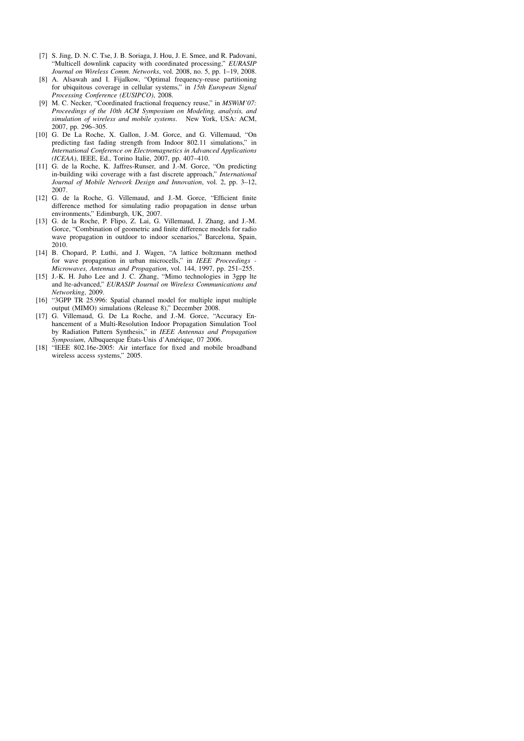[7] S. Jing, D. N. C. Tse, J. B. Soriaga, J. Hou, J. E. Smee, and R. Padovani, "Multicell downlink capacity with coordinated processing," *EURASIP Journal on Wireless Comm. Networks*, vol. 2008, no. 5, pp. 1–19, 2008.

[8] A. Alsawah and I. Fijalkow, "Optimal frequency-reuse partitioning for ubiquitous coverage in cellular systems," in *15th European Signal Processing Conference (EUSIPCO)*, 2008.

[9] M. C. Necker, "Coordinated fractional frequency reuse," in *MSWiM'07: Proceedings of the 10th ACM Symposium on Modeling, analysis, and simulation of wireless and mobile systems*. New York, USA: ACM, 2007, pp. 296–305.

[10] G. De La Roche, X. Gallon, J.-M. Gorce, and G. Villemaud, "On predicting fast fading strength from Indoor 802.11 simulations," in *International Conference on Electromagnetics in Advanced Applications (ICEAA)*, IEEE, Ed., Torino Italie, 2007, pp. 407–410.

[11] G. de la Roche, K. Jaffres-Runser, and J.-M. Gorce, "On predicting in-building wiki coverage with a fast discrete approach," *International Journal of Mobile Network Design and Innovation*, vol. 2, pp. 3–12, 2007.

[12] G. de la Roche, G. Villemaud, and J.-M. Gorce, "Efficient finite difference method for simulating radio propagation in dense urban environments," Edimburgh, UK, 2007.

[13] G. de la Roche, P. Flipo, Z. Lai, G. Villemaud, J. Zhang, and J.-M. Gorce, "Combination of geometric and finite difference models for radio wave propagation in outdoor to indoor scenarios," Barcelona, Spain, 2010.

[14] B. Chopard, P. Luthi, and J. Wagen, "A lattice boltzmann method for wave propagation in urban microcells," in *IEEE Proceedings - Microwaves, Antennas and Propagation*, vol. 144, 1997, pp. 251–255.

[15] J.-K. H. Juho Lee and J. C. Zhang, "Mimo technologies in 3gpp lte and lte-advanced," *EURASIP Journal on Wireless Communications and Networking*, 2009.

[16] "3GPP TR 25.996: Spatial channel model for multiple input multiple output (MIMO) simulations (Release 8)," December 2008.

[17] G. Villemaud, G. De La Roche, and J.-M. Gorce, "Accuracy Enhancement of a Multi-Resolution Indoor Propagation Simulation Tool by Radiation Pattern Synthesis," in *IEEE Antennas and Propagation Symposium*, Albuquerque États-Unis d'Amérique, 07 2006.

[18] "IEEE 802.16e-2005: Air interface for fixed and mobile broadband wireless access systems," 2005.